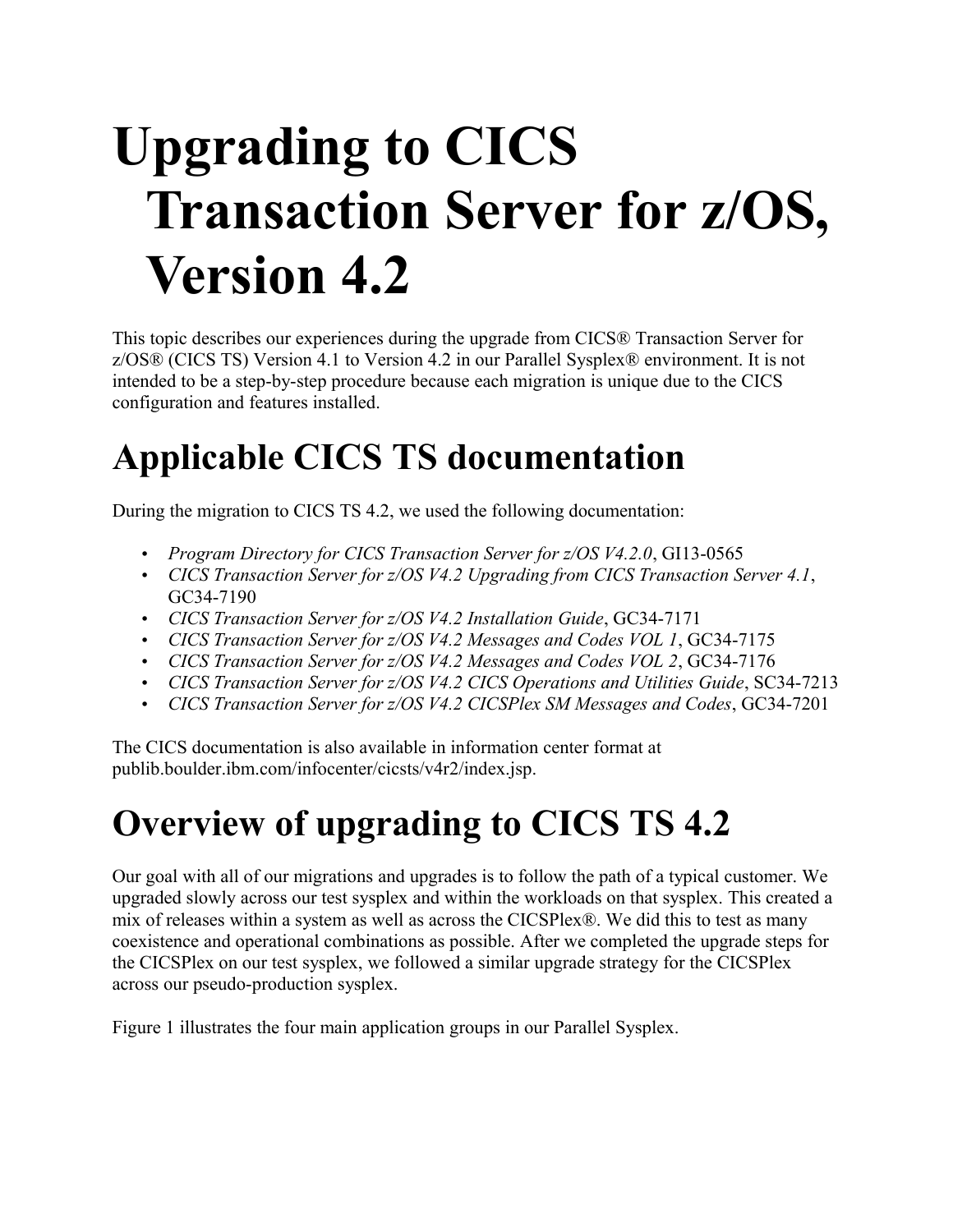# Upgrading to CICS Transaction Server for z/OS, Version 4.2

This topic describes our experiences during the upgrade from CICS® Transaction Server for z/OS® (CICS TS) Version 4.1 to Version 4.2 in our Parallel Sysplex® environment. It is not intended to be a step-by-step procedure because each migration is unique due to the CICS configuration and features installed.

## Applicable CICS TS documentation

During the migration to CICS TS 4.2, we used the following documentation:

- *Program Directory for CICS Transaction Server for z/OS V4.2.0*, GI13-0565
- *CICS Transaction Server for z/OS V4.2 Upgrading from CICS Transaction Server 4.1*, GC34-7190
- *CICS Transaction Server for z/OS V4.2 Installation Guide*, GC34-7171
- *CICS Transaction Server for z/OS V4.2 Messages and Codes VOL 1*, GC34-7175
- *CICS Transaction Server for z/OS V4.2 Messages and Codes VOL 2*, GC34-7176
- *CICS Transaction Server for z/OS V4.2 CICS Operations and Utilities Guide*, SC34-7213
- *CICS Transaction Server for z/OS V4.2 CICSPlex SM Messages and Codes*, GC34-7201

The CICS documentation is also available in information center format at publib.boulder.ibm.com/infocenter/cicsts/v4r2/index.jsp.

## Overview of upgrading to CICS TS 4.2

Our goal with all of our migrations and upgrades is to follow the path of a typical customer. We upgraded slowly across our test sysplex and within the workloads on that sysplex. This created a mix of releases within a system as well as across the CICSPlex®. We did this to test as many coexistence and operational combinations as possible. After we completed the upgrade steps for the CICSPlex on our test sysplex, we followed a similar upgrade strategy for the CICSPlex across our pseudo-production sysplex.

Figure 1 illustrates the four main application groups in our Parallel Sysplex.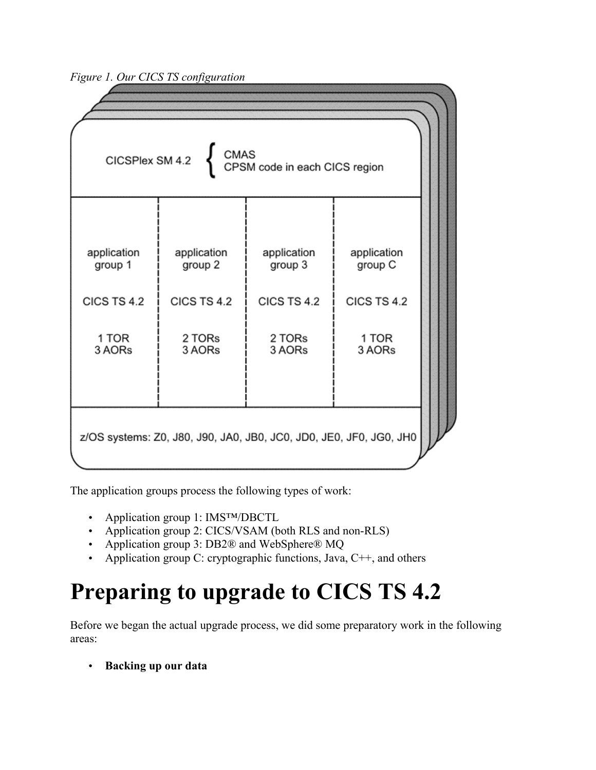*Figure 1. Our CICS TS configuration*

CICSPlex SM 4.2 { CMAS, CPSM code in each CICS region }

| application group 1 | application group 2 | application group 3 | application group C |
|---|---|---|---|
| CICS TS 4.2 | CICS TS 4.2 | CICS TS 4.2 | CICS TS 4.2 |
| 1 TOR<br>3 AORs | 2 TORs<br>3 AORs | 2 TORs<br>3 AORs | 1 TOR<br>3 AORs |

z/OS systems: Z0, J80, J90, JA0, JB0, JC0, JD0, JE0, JF0, JG0, JH0

The application groups process the following types of work:

- Application group 1: IMS™/DBCTL
- Application group 2: CICS/VSAM (both RLS and non-RLS)
- Application group 3: DB2® and WebSphere® MQ
- Application group C: cryptographic functions, Java, C++, and others

# Preparing to upgrade to CICS TS 4.2

Before we began the actual upgrade process, we did some preparatory work in the following areas:

- **Backing up our data**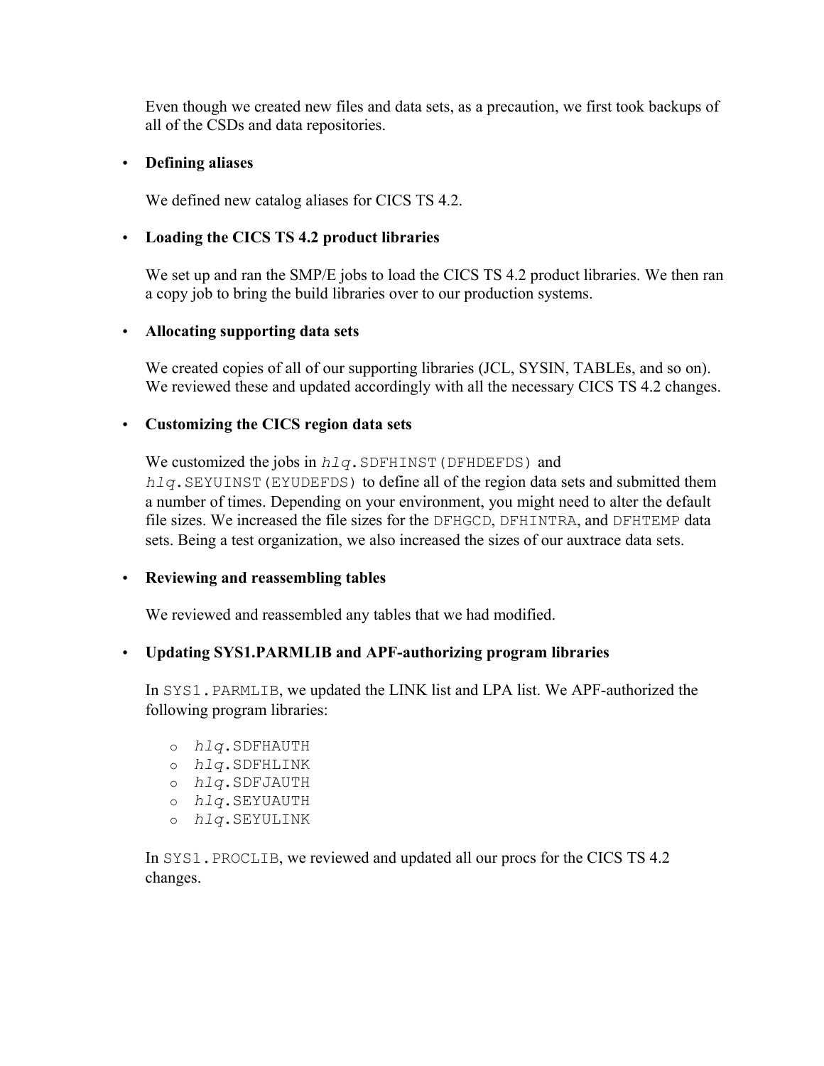Even though we created new files and data sets, as a precaution, we first took backups of all of the CSDs and data repositories.

- **Defining aliases**

  We defined new catalog aliases for CICS TS 4.2.

- **Loading the CICS TS 4.2 product libraries**

  We set up and ran the SMP/E jobs to load the CICS TS 4.2 product libraries. We then ran a copy job to bring the build libraries over to our production systems.

- **Allocating supporting data sets**

  We created copies of all of our supporting libraries (JCL, SYSIN, TABLEs, and so on). We reviewed these and updated accordingly with all the necessary CICS TS 4.2 changes.

- **Customizing the CICS region data sets**

  We customized the jobs in `hlq.SDFHINST(DFHDEFDS)` and `hlq.SEYUINST(EYUDEFDS)` to define all of the region data sets and submitted them a number of times. Depending on your environment, you might need to alter the default file sizes. We increased the file sizes for the `DFHGCD`, `DFHINTRA`, and `DFHTEMP` data sets. Being a test organization, we also increased the sizes of our auxtrace data sets.

- **Reviewing and reassembling tables**

  We reviewed and reassembled any tables that we had modified.

- **Updating SYS1.PARMLIB and APF-authorizing program libraries**

  In `SYS1.PARMLIB`, we updated the LINK list and LPA list. We APF-authorized the following program libraries:

  - *hlq*.SDFHAUTH
  - *hlq*.SDFHLINK
  - *hlq*.SDFJAUTH
  - *hlq*.SEYUAUTH
  - *hlq*.SEYULINK

  In `SYS1.PROCLIB`, we reviewed and updated all our procs for the CICS TS 4.2 changes.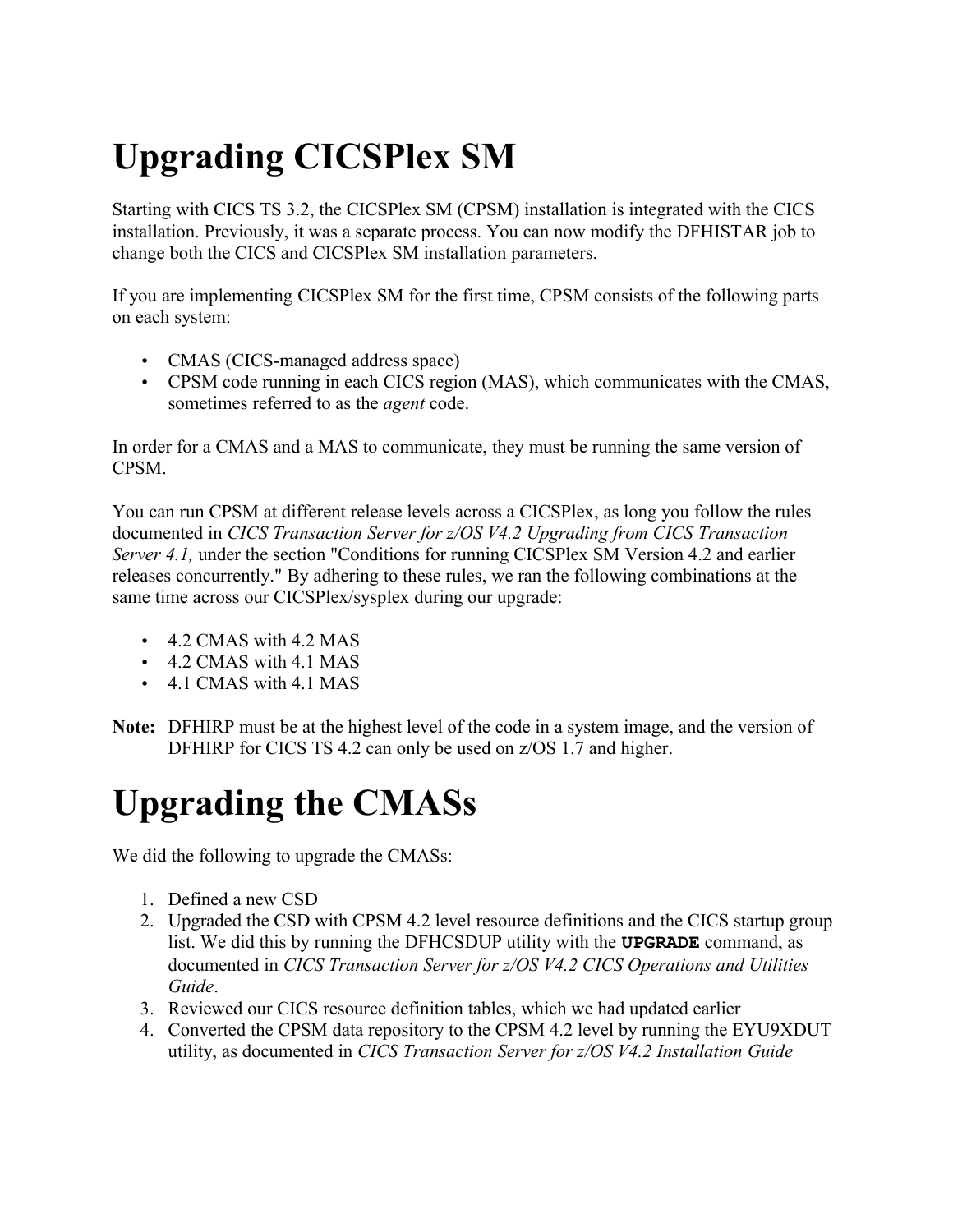# Upgrading CICSPlex SM

Starting with CICS TS 3.2, the CICSPlex SM (CPSM) installation is integrated with the CICS installation. Previously, it was a separate process. You can now modify the DFHISTAR job to change both the CICS and CICSPlex SM installation parameters.

If you are implementing CICSPlex SM for the first time, CPSM consists of the following parts on each system:

- CMAS (CICS-managed address space)
- CPSM code running in each CICS region (MAS), which communicates with the CMAS, sometimes referred to as the *agent* code.

In order for a CMAS and a MAS to communicate, they must be running the same version of CPSM.

You can run CPSM at different release levels across a CICSPlex, as long you follow the rules documented in *CICS Transaction Server for z/OS V4.2 Upgrading from CICS Transaction Server 4.1,* under the section "Conditions for running CICSPlex SM Version 4.2 and earlier releases concurrently." By adhering to these rules, we ran the following combinations at the same time across our CICSPlex/sysplex during our upgrade:

- 4.2 CMAS with 4.2 MAS
- 4.2 CMAS with 4.1 MAS
- 4.1 CMAS with 4.1 MAS

**Note:** DFHIRP must be at the highest level of the code in a system image, and the version of DFHIRP for CICS TS 4.2 can only be used on z/OS 1.7 and higher.

# Upgrading the CMASs

We did the following to upgrade the CMASs:

1. Defined a new CSD
2. Upgraded the CSD with CPSM 4.2 level resource definitions and the CICS startup group list. We did this by running the DFHCSDUP utility with the **`UPGRADE`** command, as documented in *CICS Transaction Server for z/OS V4.2 CICS Operations and Utilities Guide*.
3. Reviewed our CICS resource definition tables, which we had updated earlier
4. Converted the CPSM data repository to the CPSM 4.2 level by running the EYU9XDUT utility, as documented in *CICS Transaction Server for z/OS V4.2 Installation Guide*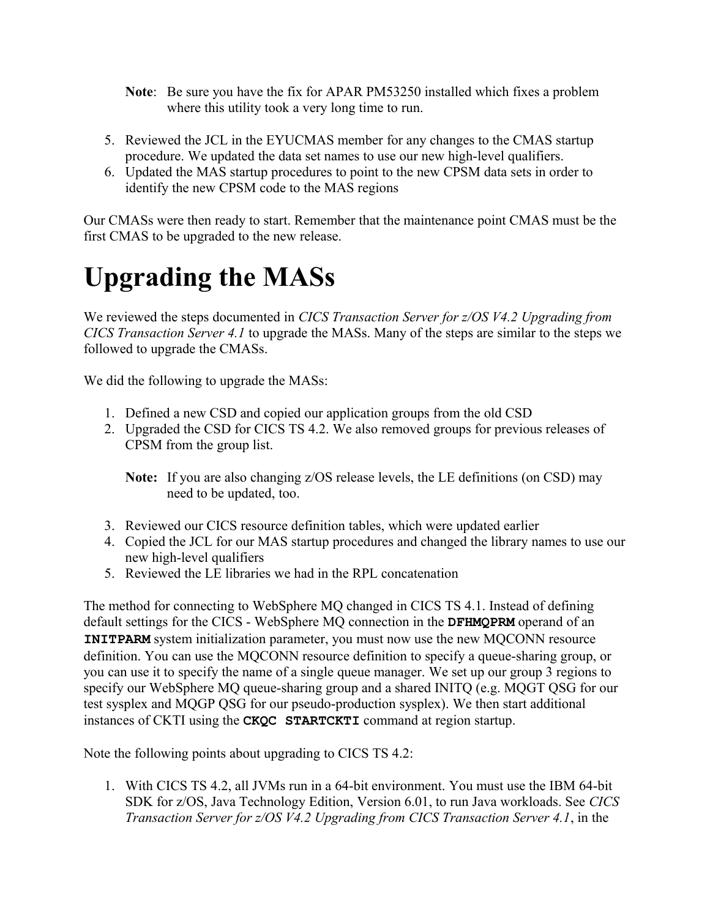**Note**: Be sure you have the fix for APAR PM53250 installed which fixes a problem where this utility took a very long time to run.

5. Reviewed the JCL in the EYUCMAS member for any changes to the CMAS startup procedure. We updated the data set names to use our new high-level qualifiers.
6. Updated the MAS startup procedures to point to the new CPSM data sets in order to identify the new CPSM code to the MAS regions

Our CMASs were then ready to start. Remember that the maintenance point CMAS must be the first CMAS to be upgraded to the new release.

# Upgrading the MASs

We reviewed the steps documented in *CICS Transaction Server for z/OS V4.2 Upgrading from CICS Transaction Server 4.1* to upgrade the MASs. Many of the steps are similar to the steps we followed to upgrade the CMASs.

We did the following to upgrade the MASs:

1. Defined a new CSD and copied our application groups from the old CSD
2. Upgraded the CSD for CICS TS 4.2. We also removed groups for previous releases of CPSM from the group list.

   **Note:** If you are also changing z/OS release levels, the LE definitions (on CSD) may need to be updated, too.

3. Reviewed our CICS resource definition tables, which were updated earlier
4. Copied the JCL for our MAS startup procedures and changed the library names to use our new high-level qualifiers
5. Reviewed the LE libraries we had in the RPL concatenation

The method for connecting to WebSphere MQ changed in CICS TS 4.1. Instead of defining default settings for the CICS - WebSphere MQ connection in the **`DFHMQPRM`** operand of an **`INITPARM`** system initialization parameter, you must now use the new MQCONN resource definition. You can use the MQCONN resource definition to specify a queue-sharing group, or you can use it to specify the name of a single queue manager. We set up our group 3 regions to specify our WebSphere MQ queue-sharing group and a shared INITQ (e.g. MQGT QSG for our test sysplex and MQGP QSG for our pseudo-production sysplex). We then start additional instances of CKTI using the **`CKQC STARTCKTI`** command at region startup.

Note the following points about upgrading to CICS TS 4.2:

1. With CICS TS 4.2, all JVMs run in a 64-bit environment. You must use the IBM 64-bit SDK for z/OS, Java Technology Edition, Version 6.01, to run Java workloads. See *CICS Transaction Server for z/OS V4.2 Upgrading from CICS Transaction Server 4.1*, in the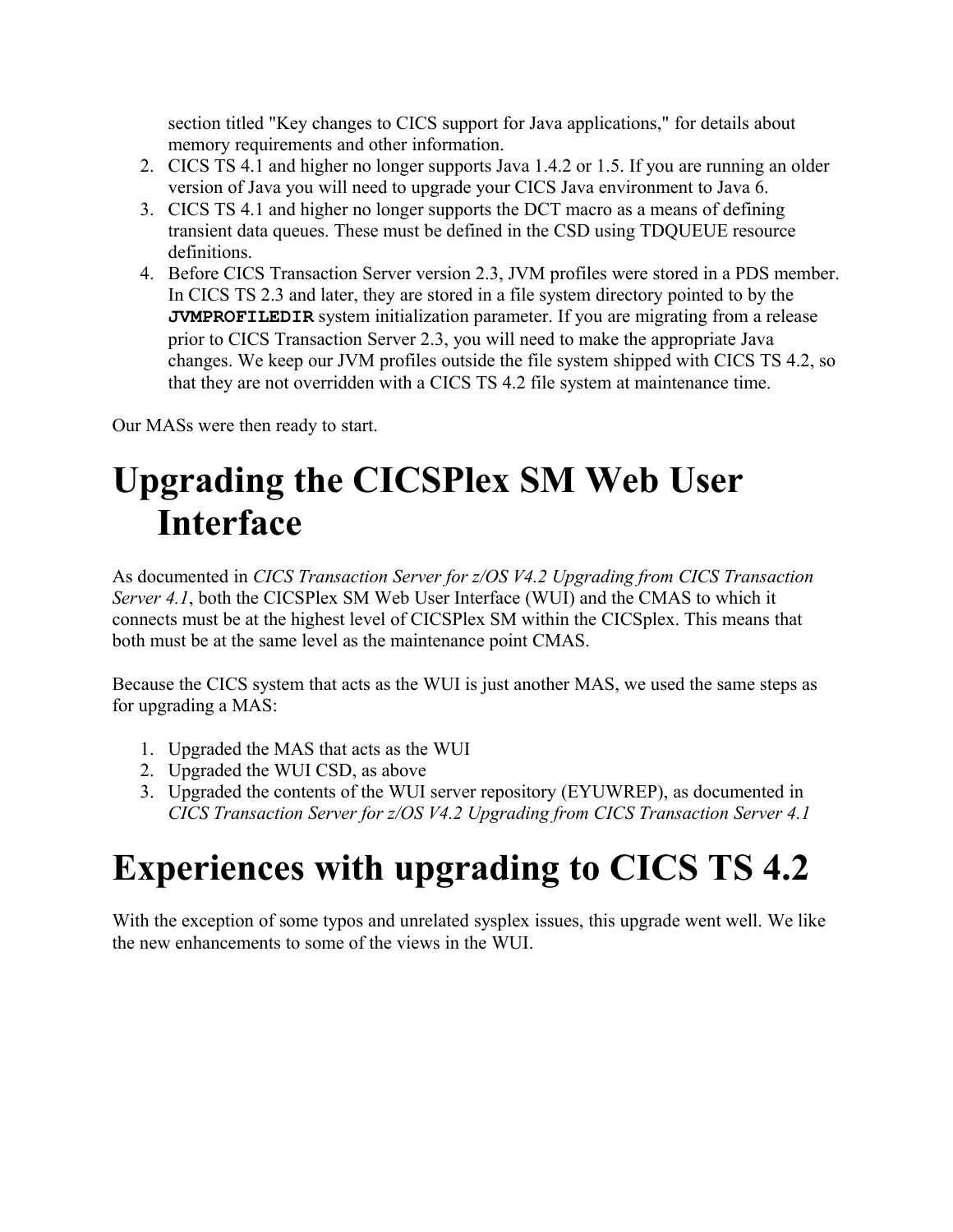section titled "Key changes to CICS support for Java applications," for details about memory requirements and other information.

2. CICS TS 4.1 and higher no longer supports Java 1.4.2 or 1.5. If you are running an older version of Java you will need to upgrade your CICS Java environment to Java 6.
3. CICS TS 4.1 and higher no longer supports the DCT macro as a means of defining transient data queues. These must be defined in the CSD using TDQUEUE resource definitions.
4. Before CICS Transaction Server version 2.3, JVM profiles were stored in a PDS member. In CICS TS 2.3 and later, they are stored in a file system directory pointed to by the **`JVMPROFILEDIR`** system initialization parameter. If you are migrating from a release prior to CICS Transaction Server 2.3, you will need to make the appropriate Java changes. We keep our JVM profiles outside the file system shipped with CICS TS 4.2, so that they are not overridden with a CICS TS 4.2 file system at maintenance time.

Our MASs were then ready to start.

# Upgrading the CICSPlex SM Web User Interface

As documented in *CICS Transaction Server for z/OS V4.2 Upgrading from CICS Transaction Server 4.1*, both the CICSPlex SM Web User Interface (WUI) and the CMAS to which it connects must be at the highest level of CICSPlex SM within the CICSplex. This means that both must be at the same level as the maintenance point CMAS.

Because the CICS system that acts as the WUI is just another MAS, we used the same steps as for upgrading a MAS:

1. Upgraded the MAS that acts as the WUI
2. Upgraded the WUI CSD, as above
3. Upgraded the contents of the WUI server repository (EYUWREP), as documented in *CICS Transaction Server for z/OS V4.2 Upgrading from CICS Transaction Server 4.1*

# Experiences with upgrading to CICS TS 4.2

With the exception of some typos and unrelated sysplex issues, this upgrade went well. We like the new enhancements to some of the views in the WUI.